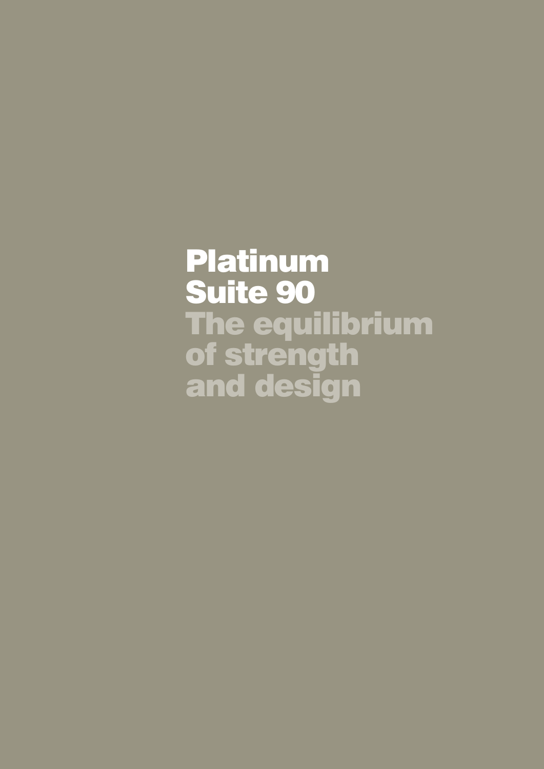# Platinum Suite 90

## The equilibrium of strength and design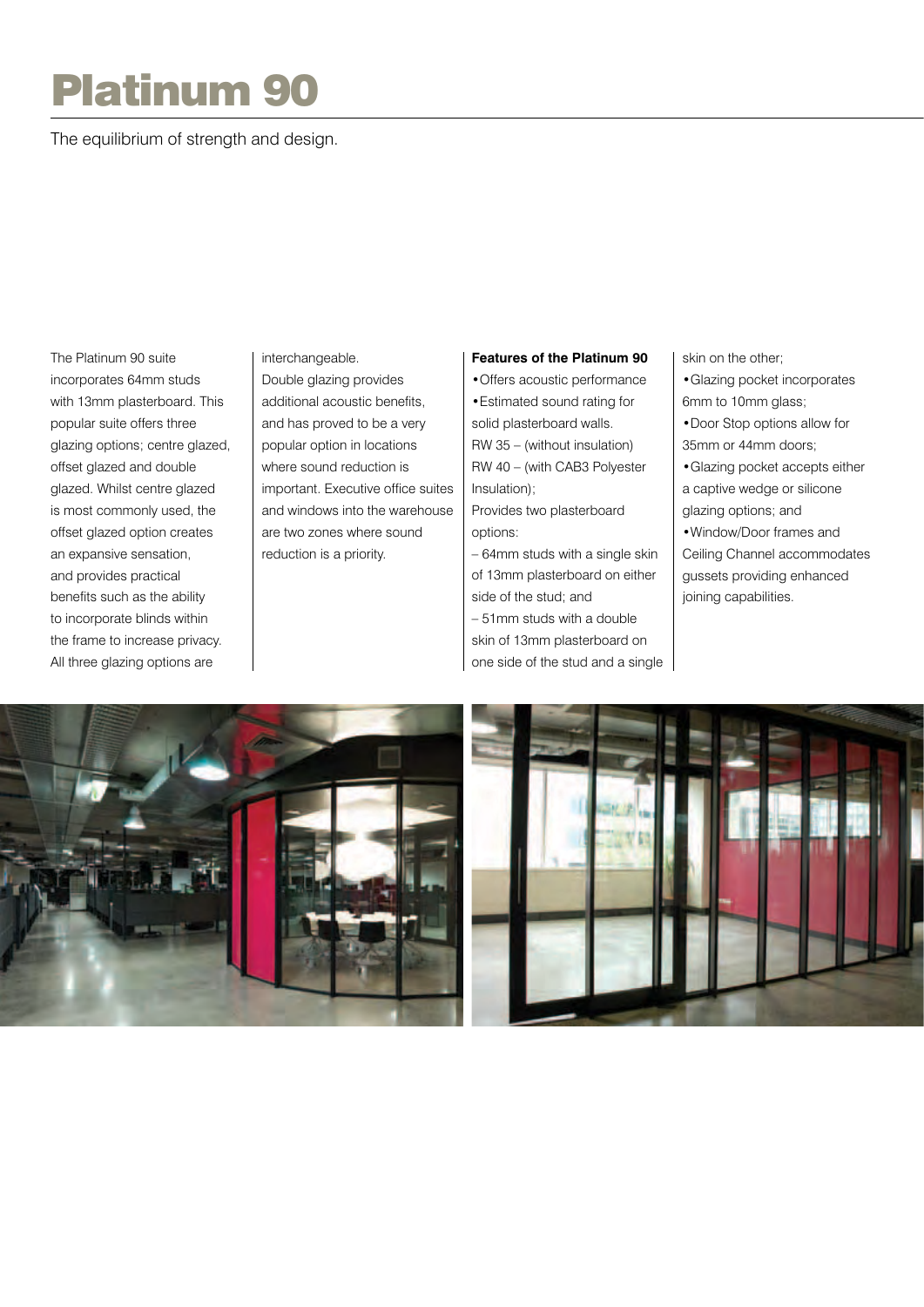# Platinum 90

The equilibrium of strength and design.

The Platinum 90 suite incorporates 64mm studs with 13mm plasterboard. This popular suite offers three glazing options; centre glazed, offset glazed and double glazed. Whilst centre glazed is most commonly used, the offset glazed option creates an expansive sensation, and provides practical benefits such as the ability to incorporate blinds within the frame to increase privacy. All three glazing options are interchangeable.

Double glazing provides additional acoustic benefits, and has proved to be a very popular option in locations where sound reduction is important. Executive office suites and windows into the warehouse are two zones where sound reduction is a priority.

**Features of the Platinum 90**

- Offers acoustic performance
- Estimated sound rating for solid plasterboard walls.
  RW 35 – (without insulation)
  RW 40 – (with CAB3 Polyester Insulation);
  Provides two plasterboard options:
  – 64mm studs with a single skin of 13mm plasterboard on either side of the stud; and
  – 51mm studs with a double skin of 13mm plasterboard on one side of the stud and a single skin on the other;
- Glazing pocket incorporates 6mm to 10mm glass;
- Door Stop options allow for 35mm or 44mm doors;
- Glazing pocket accepts either a captive wedge or silicone glazing options; and
- Window/Door frames and Ceiling Channel accommodates gussets providing enhanced joining capabilities.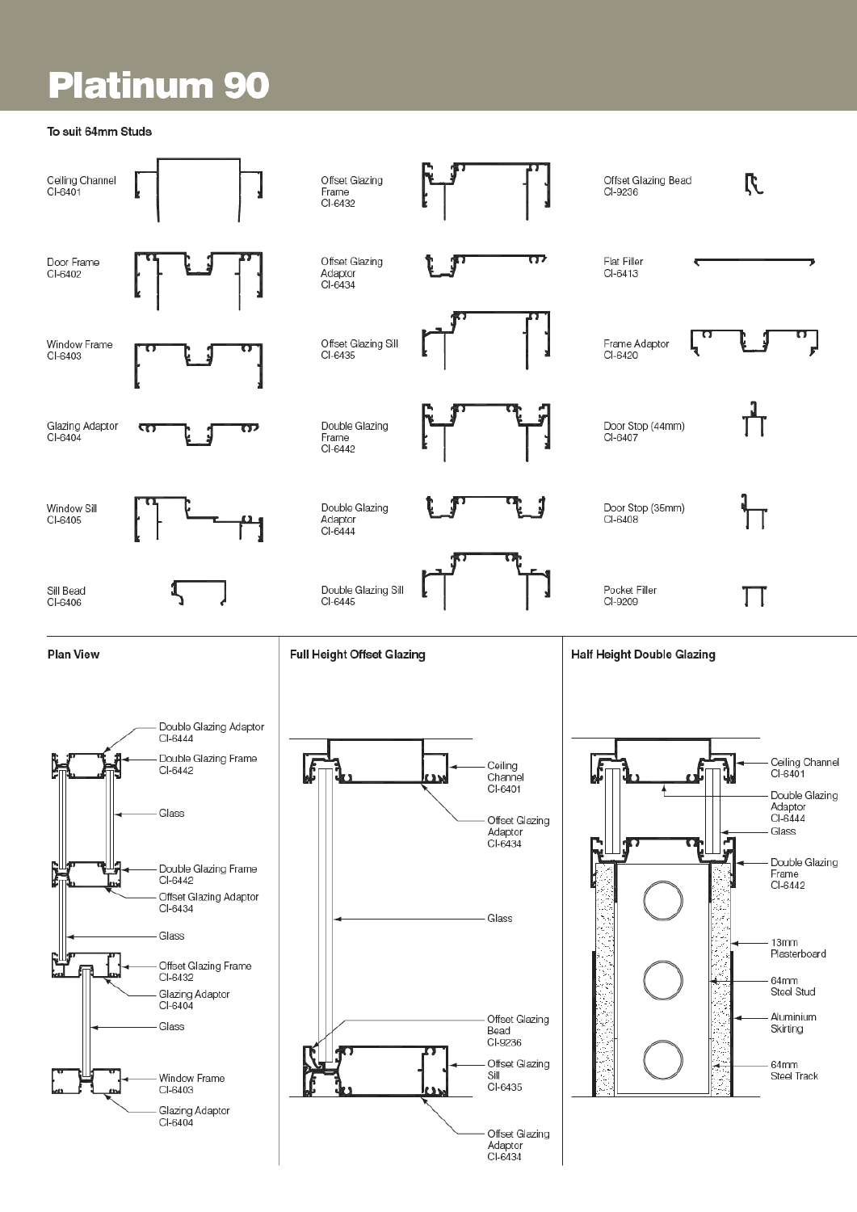# Platinum 90

**To suit 64mm Studs**

Ceiling Channel
CI-6401

Door Frame
CI-6402

Window Frame
CI-6403

Glazing Adaptor
CI-6404

Window Sill
CI-6405

Sill Bead
CI-6406

Offset Glazing Frame
CI-6432

Offset Glazing Adaptor
CI-6434

Offset Glazing Sill
CI-6435

Double Glazing Frame
CI-6442

Double Glazing Adaptor
CI-6444

Double Glazing Sill
CI-6445

Offset Glazing Bead
CI-9236

Flat Filler
CI-6413

Frame Adaptor
CI-6420

Door Stop (44mm)
CI-6407

Door Stop (35mm)
CI-6408

Pocket Filler
CI-9209

## Plan View

Double Glazing Adaptor
CI-6444

Double Glazing Frame
CI-6442

Glass

Double Glazing Frame
CI-6442

Offset Glazing Adaptor
CI-6434

Glass

Offset Glazing Frame
CI-6432

Glazing Adaptor
CI-6404

Glass

Window Frame
CI-6403

Glazing Adaptor
CI-6404

## Full Height Offset Glazing

Ceiling Channel
CI-6401

Offset Glazing Adaptor
CI-6434

Glass

Offset Glazing Bead
CI-9236

Offset Glazing Sill
CI-6435

Offset Glazing Adaptor
CI-6434

## Half Height Double Glazing

Ceiling Channel
CI-6401

Double Glazing Adaptor
CI-6444

Glass

Double Glazing Frame
CI-6442

13mm Plasterboard

64mm Steel Stud

Aluminium Skirting

64mm Steel Track